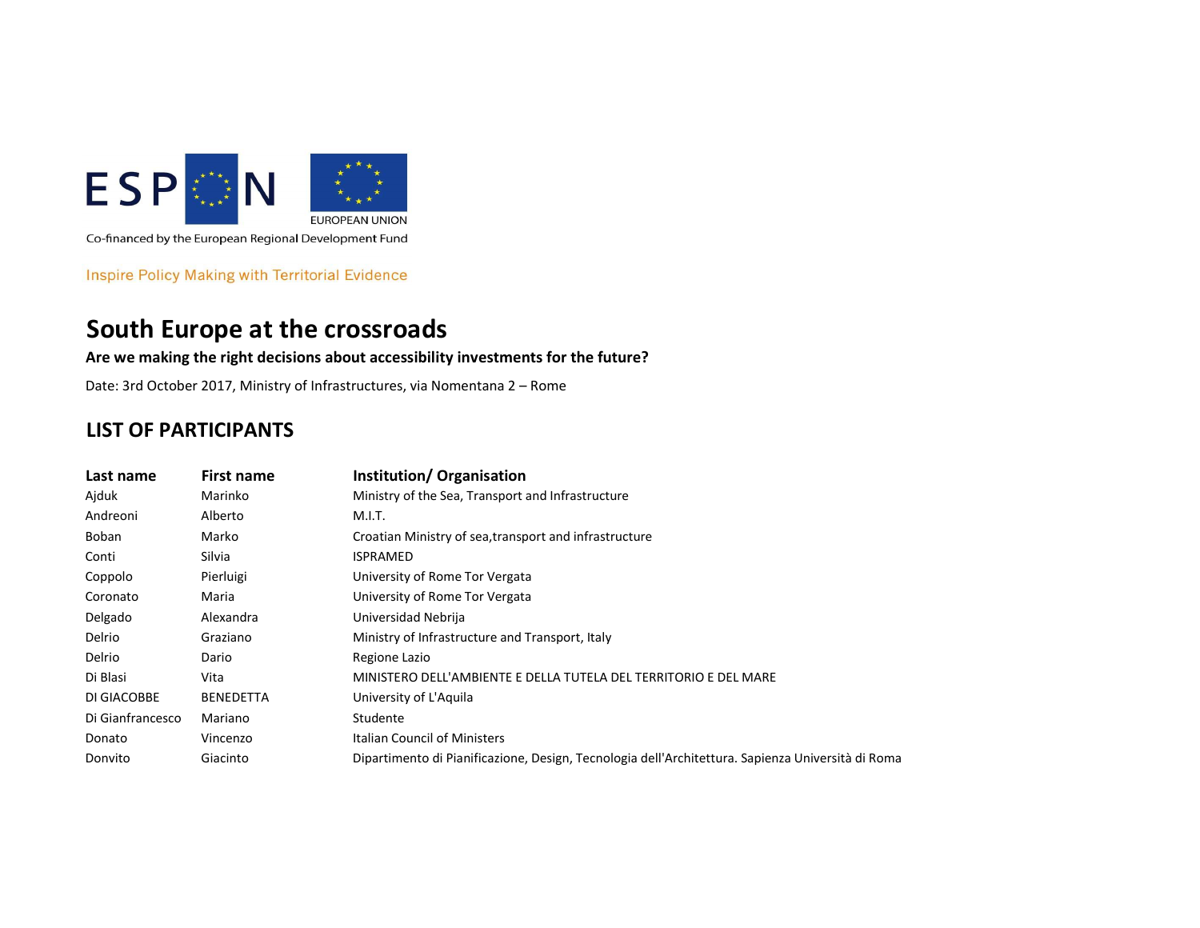ESPON

EUROPEAN UNION

Co-financed by the European Regional Development Fund

Inspire Policy Making with Territorial Evidence

# South Europe at the crossroads

**Are we making the right decisions about accessibility investments for the future?**

Date: 3rd October 2017, Ministry of Infrastructures, via Nomentana 2 – Rome

## LIST OF PARTICIPANTS

| Last name | First name | Institution/ Organisation |
|---|---|---|
| Ajduk | Marinko | Ministry of the Sea, Transport and Infrastructure |
| Andreoni | Alberto | M.I.T. |
| Boban | Marko | Croatian Ministry of sea,transport and infrastructure |
| Conti | Silvia | ISPRAMED |
| Coppolo | Pierluigi | University of Rome Tor Vergata |
| Coronato | Maria | University of Rome Tor Vergata |
| Delgado | Alexandra | Universidad Nebrija |
| Delrio | Graziano | Ministry of Infrastructure and Transport, Italy |
| Delrio | Dario | Regione Lazio |
| Di Blasi | Vita | MINISTERO DELL'AMBIENTE E DELLA TUTELA DEL TERRITORIO E DEL MARE |
| DI GIACOBBE | BENEDETTA | University of L'Aquila |
| Di Gianfrancesco | Mariano | Studente |
| Donato | Vincenzo | Italian Council of Ministers |
| Donvito | Giacinto | Dipartimento di Pianificazione, Design, Tecnologia dell'Architettura. Sapienza Università di Roma |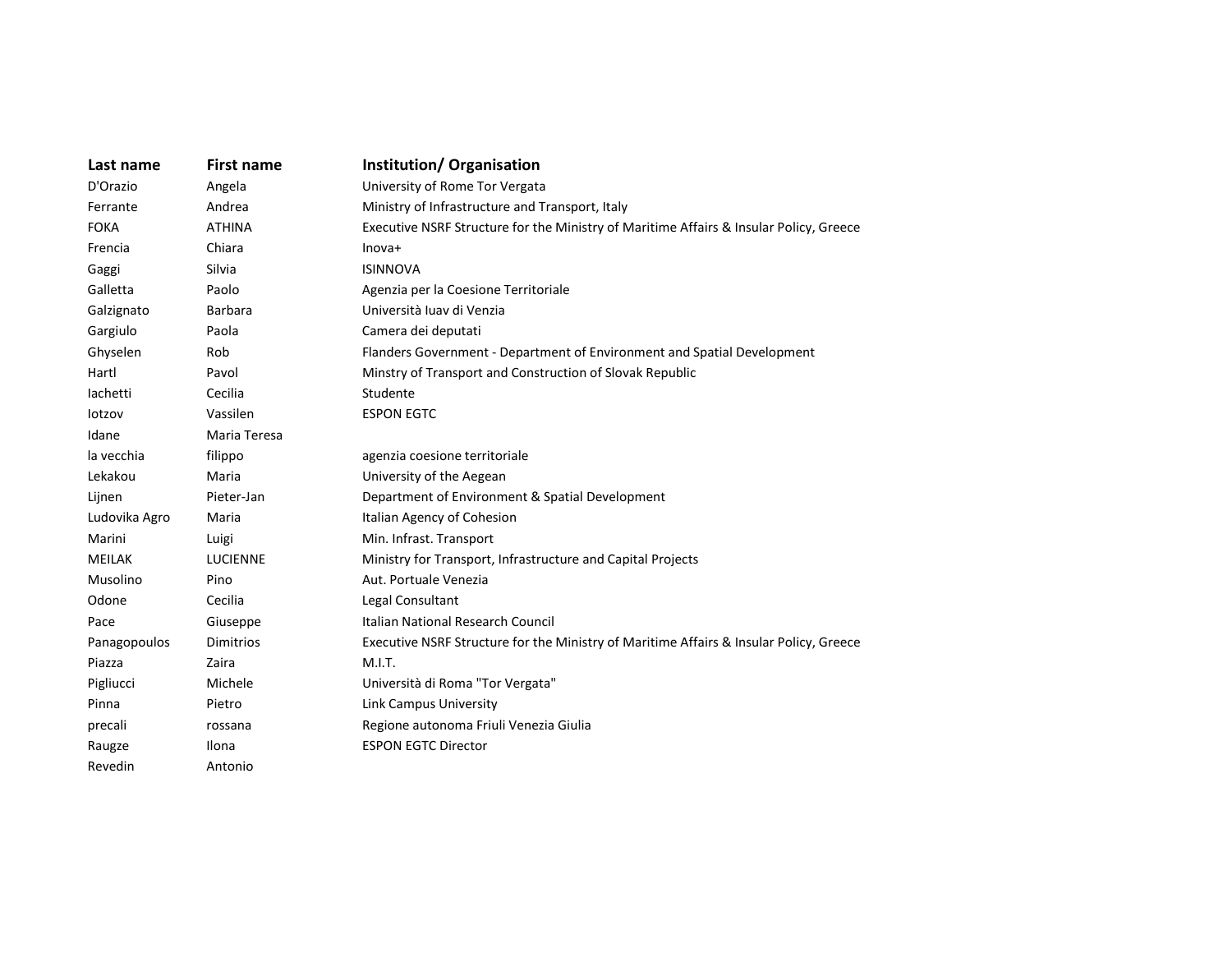| Last name | First name | Institution/ Organisation |
| --- | --- | --- |
| D'Orazio | Angela | University of Rome Tor Vergata |
| Ferrante | Andrea | Ministry of Infrastructure and Transport, Italy |
| FOKA | ATHINA | Executive NSRF Structure for the Ministry of Maritime Affairs & Insular Policy, Greece |
| Frencia | Chiara | Inova+ |
| Gaggi | Silvia | ISINNOVA |
| Galletta | Paolo | Agenzia per la Coesione Territoriale |
| Galzignato | Barbara | Università Iuav di Venzia |
| Gargiulo | Paola | Camera dei deputati |
| Ghyselen | Rob | Flanders Government - Department of Environment and Spatial Development |
| Hartl | Pavol | Minstry of Transport and Construction of Slovak Republic |
| Iachetti | Cecilia | Studente |
| Iotzov | Vassilen | ESPON EGTC |
| Idane | Maria Teresa | |
| la vecchia | filippo | agenzia coesione territoriale |
| Lekakou | Maria | University of the Aegean |
| Lijnen | Pieter-Jan | Department of Environment & Spatial Development |
| Ludovika Agro | Maria | Italian Agency of Cohesion |
| Marini | Luigi | Min. Infrast. Transport |
| MEILAK | LUCIENNE | Ministry for Transport, Infrastructure and Capital Projects |
| Musolino | Pino | Aut. Portuale Venezia |
| Odone | Cecilia | Legal Consultant |
| Pace | Giuseppe | Italian National Research Council |
| Panagopoulos | Dimitrios | Executive NSRF Structure for the Ministry of Maritime Affairs & Insular Policy, Greece |
| Piazza | Zaira | M.I.T. |
| Pigliucci | Michele | Università di Roma "Tor Vergata" |
| Pinna | Pietro | Link Campus University |
| precali | rossana | Regione autonoma Friuli Venezia Giulia |
| Raugze | Ilona | ESPON EGTC Director |
| Revedin | Antonio | |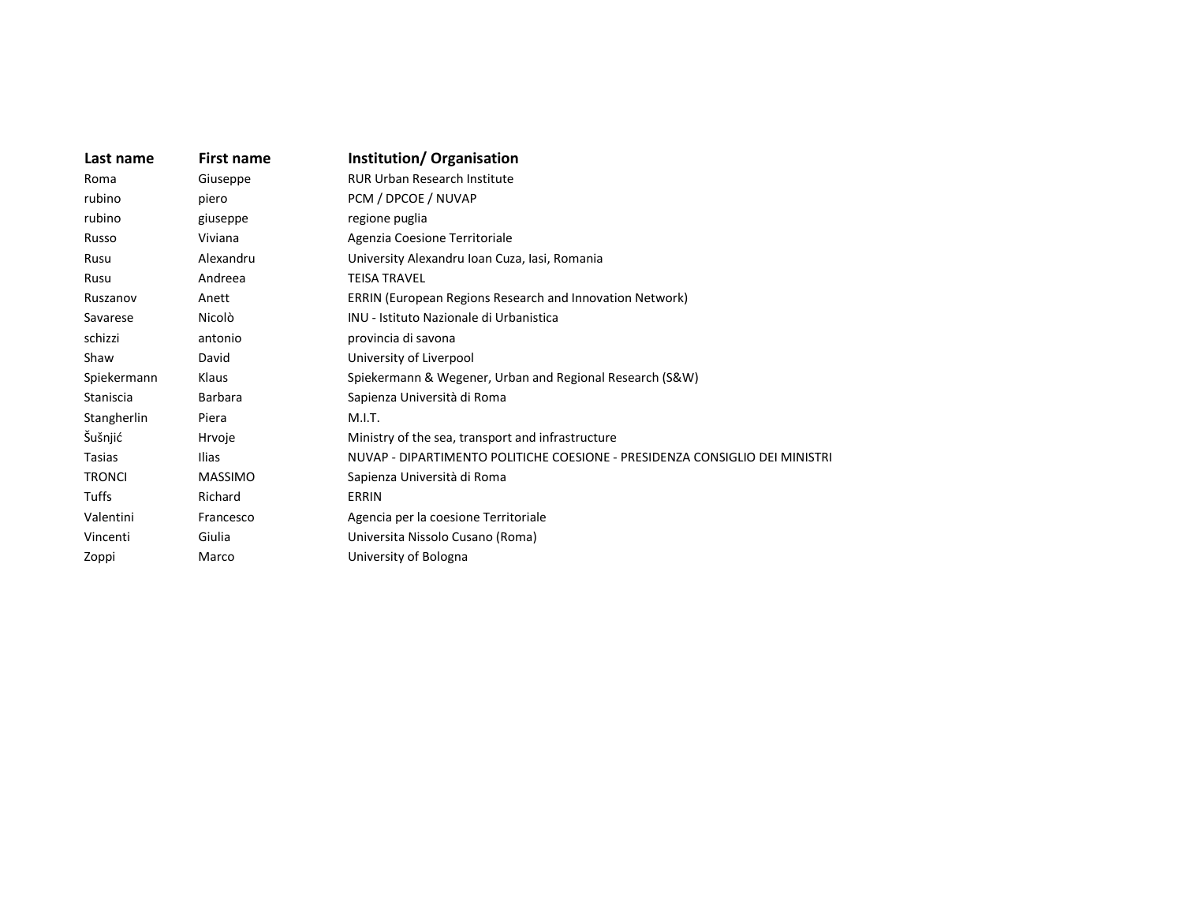| Last name | First name | Institution/ Organisation |
| --- | --- | --- |
| Roma | Giuseppe | RUR Urban Research Institute |
| rubino | piero | PCM / DPCOE / NUVAP |
| rubino | giuseppe | regione puglia |
| Russo | Viviana | Agenzia Coesione Territoriale |
| Rusu | Alexandru | University Alexandru Ioan Cuza, Iasi, Romania |
| Rusu | Andreea | TEISA TRAVEL |
| Ruszanov | Anett | ERRIN (European Regions Research and Innovation Network) |
| Savarese | Nicolò | INU - Istituto Nazionale di Urbanistica |
| schizzi | antonio | provincia di savona |
| Shaw | David | University of Liverpool |
| Spiekermann | Klaus | Spiekermann & Wegener, Urban and Regional Research (S&W) |
| Staniscia | Barbara | Sapienza Università di Roma |
| Stangherlin | Piera | M.I.T. |
| Šušnjić | Hrvoje | Ministry of the sea, transport and infrastructure |
| Tasias | Ilias | NUVAP - DIPARTIMENTO POLITICHE COESIONE - PRESIDENZA CONSIGLIO DEI MINISTRI |
| TRONCI | MASSIMO | Sapienza Università di Roma |
| Tuffs | Richard | ERRIN |
| Valentini | Francesco | Agencia per la coesione Territoriale |
| Vincenti | Giulia | Universita Nissolo Cusano (Roma) |
| Zoppi | Marco | University of Bologna |